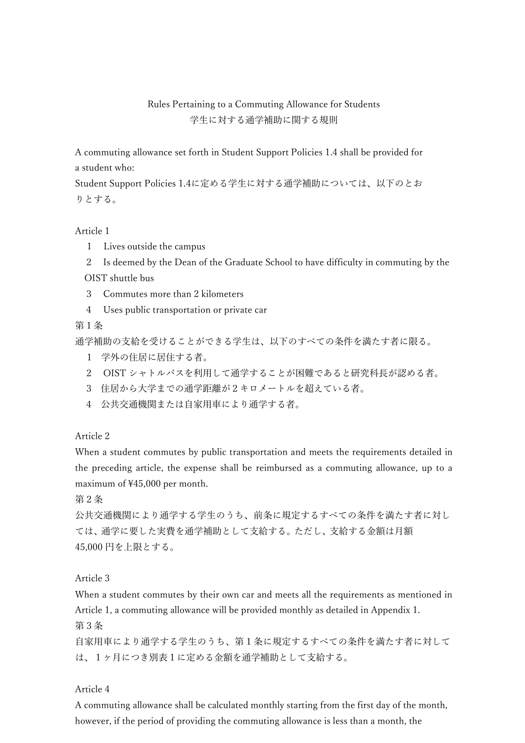# Rules Pertaining to a Commuting Allowance for Students
# 学生に対する通学補助に関する規則

A commuting allowance set forth in Student Support Policies 1.4 shall be provided for a student who:

Student Support Policies 1.4に定める学生に対する通学補助については、以下のとおりとする。

## Article 1

1. Lives outside the campus
2. Is deemed by the Dean of the Graduate School to have difficulty in commuting by the OIST shuttle bus
3. Commutes more than 2 kilometers
4. Uses public transportation or private car

## 第１条

通学補助の支給を受けることができる学生は、以下のすべての条件を満たす者に限る。

1. 学外の住居に居住する者。
2. OIST シャトルバスを利用して通学することが困難であると研究科長が認める者。
3. 住居から大学までの通学距離が２キロメートルを超えている者。
4. 公共交通機関または自家用車により通学する者。

## Article 2

When a student commutes by public transportation and meets the requirements detailed in the preceding article, the expense shall be reimbursed as a commuting allowance, up to a maximum of ¥45,000 per month.

## 第２条

公共交通機関により通学する学生のうち、前条に規定するすべての条件を満たす者に対しては、通学に要した実費を通学補助として支給する。ただし、支給する金額は月額45,000 円を上限とする。

## Article 3

When a student commutes by their own car and meets all the requirements as mentioned in Article 1, a commuting allowance will be provided monthly as detailed in Appendix 1.

## 第３条

自家用車により通学する学生のうち、第１条に規定するすべての条件を満たす者に対しては、１ヶ月につき別表１に定める金額を通学補助として支給する。

## Article 4

A commuting allowance shall be calculated monthly starting from the first day of the month, however, if the period of providing the commuting allowance is less than a month, the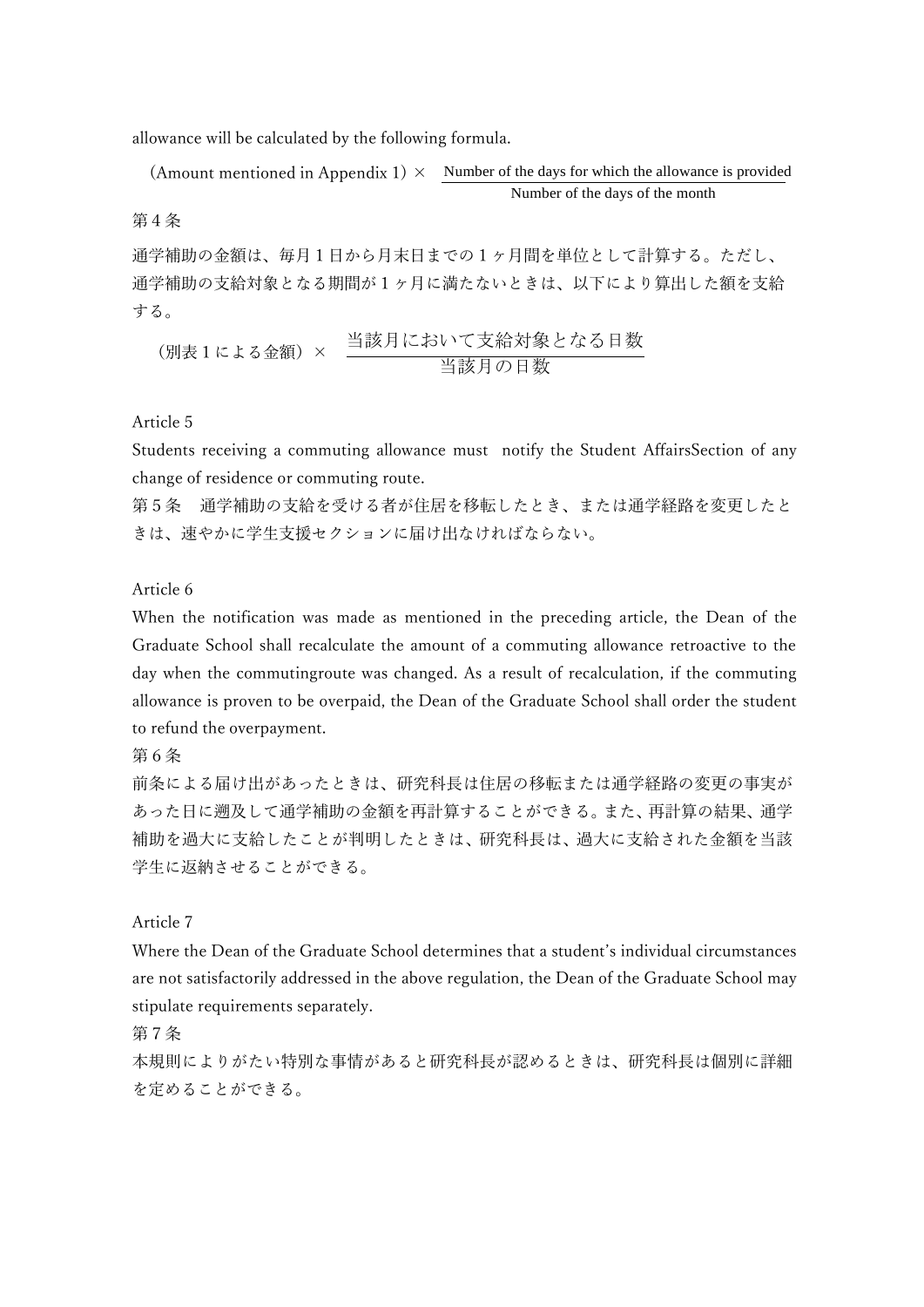allowance will be calculated by the following formula.

$$\text{(Amount mentioned in Appendix 1)} \times \frac{\text{Number of the days for which the allowance is provided}}{\text{Number of the days of the month}}$$

第４条

通学補助の金額は、毎月１日から月末日までの１ヶ月間を単位として計算する。ただし、通学補助の支給対象となる期間が１ヶ月に満たないときは、以下により算出した額を支給する。

$$\text{（別表１による金額）} \times \frac{\text{当該月において支給対象となる日数}}{\text{当該月の日数}}$$

Article 5

Students receiving a commuting allowance must notify the Student AffairsSection of any change of residence or commuting route.

第５条　通学補助の支給を受ける者が住居を移転したとき、または通学経路を変更したときは、速やかに学生支援セクションに届け出なければならない。

Article 6

When the notification was made as mentioned in the preceding article, the Dean of the Graduate School shall recalculate the amount of a commuting allowance retroactive to the day when the commutingroute was changed. As a result of recalculation, if the commuting allowance is proven to be overpaid, the Dean of the Graduate School shall order the student to refund the overpayment.

第６条

前条による届け出があったときは、研究科長は住居の移転または通学経路の変更の事実があった日に遡及して通学補助の金額を再計算することができる。また、再計算の結果、通学補助を過大に支給したことが判明したときは、研究科長は、過大に支給された金額を当該学生に返納させることができる。

Article 7

Where the Dean of the Graduate School determines that a student's individual circumstances are not satisfactorily addressed in the above regulation, the Dean of the Graduate School may stipulate requirements separately.

第７条

本規則によりがたい特別な事情があると研究科長が認めるときは、研究科長は個別に詳細を定めることができる。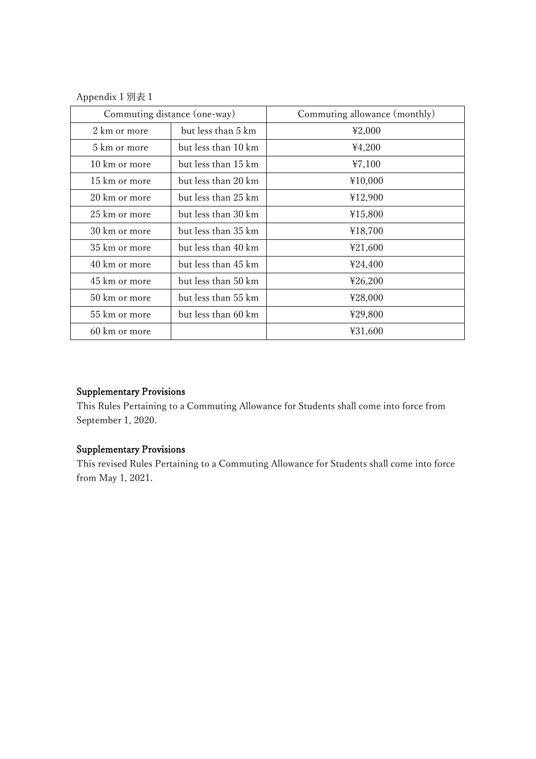Appendix 1 別表 1

| Commuting distance (one-way) | | Commuting allowance (monthly) |
|---|---|---|
| 2 km or more | but less than 5 km | ¥2,000 |
| 5 km or more | but less than 10 km | ¥4,200 |
| 10 km or more | but less than 15 km | ¥7,100 |
| 15 km or more | but less than 20 km | ¥10,000 |
| 20 km or more | but less than 25 km | ¥12,900 |
| 25 km or more | but less than 30 km | ¥15,800 |
| 30 km or more | but less than 35 km | ¥18,700 |
| 35 km or more | but less than 40 km | ¥21,600 |
| 40 km or more | but less than 45 km | ¥24,400 |
| 45 km or more | but less than 50 km | ¥26,200 |
| 50 km or more | but less than 55 km | ¥28,000 |
| 55 km or more | but less than 60 km | ¥29,800 |
| 60 km or more | | ¥31,600 |

**Supplementary Provisions**

This Rules Pertaining to a Commuting Allowance for Students shall come into force from September 1, 2020.

**Supplementary Provisions**

This revised Rules Pertaining to a Commuting Allowance for Students shall come into force from May 1, 2021.